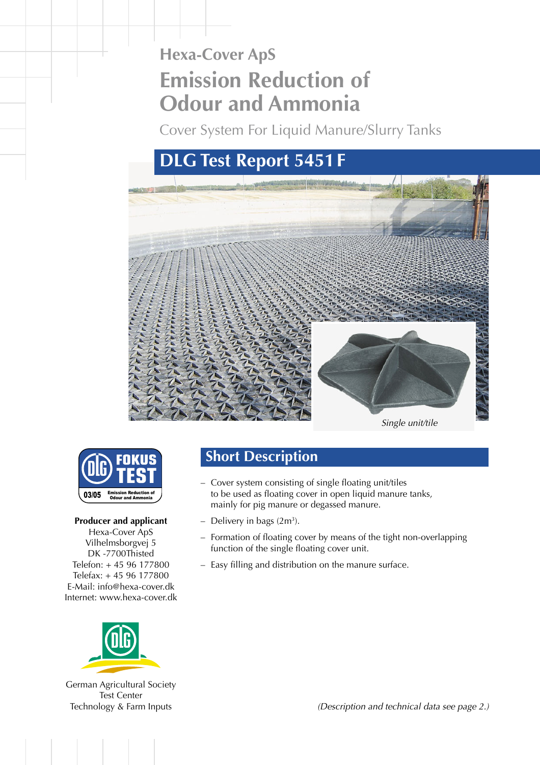Hexa-Cover ApS

# Emission Reduction of Odour and Ammonia

Cover System For Liquid Manure/Slurry Tanks

## DLG Test Report 5451 F

*Single unit/tile*

DLG FOKUS TEST 03/05 Emission Reduction of Odour and Ammonia

**Producer and applicant**
Hexa-Cover ApS
Vilhelmsborgvej 5
DK -7700Thisted
Telefon: + 45 96 177800
Telefax: + 45 96 177800
E-Mail: info@hexa-cover.dk
Internet: www.hexa-cover.dk

German Agricultural Society
Test Center
Technology & Farm Inputs

## Short Description

- Cover system consisting of single floating unit/tiles to be used as floating cover in open liquid manure tanks, mainly for pig manure or degassed manure.
- Delivery in bags (2m³).
- Formation of floating cover by means of the tight non-overlapping function of the single floating cover unit.
- Easy filling and distribution on the manure surface.

*(Description and technical data see page 2.)*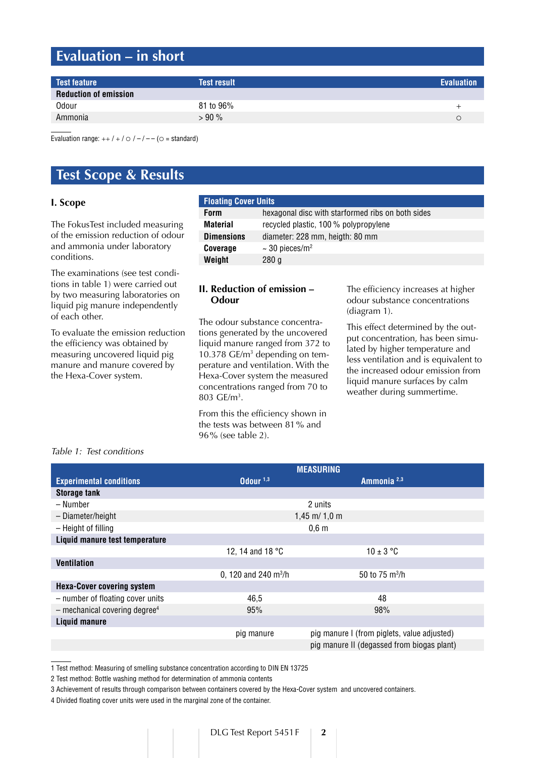# Evaluation – in short

| Test feature | Test result | Evaluation |
|---|---|---|
| **Reduction of emission** | | |
| Odour | 81 to 96% | + |
| Ammonia | > 90 % | ○ |

Evaluation range: ++ / + / ○ / – / – – (○ = standard)

# Test Scope & Results

## I. Scope

The FokusTest included measuring of the emission reduction of odour and ammonia under laboratory conditions.

The examinations (see test conditions in table 1) were carried out by two measuring laboratories on liquid pig manure independently of each other.

To evaluate the emission reduction the efficiency was obtained by measuring uncovered liquid pig manure and manure covered by the Hexa-Cover system.

| Floating Cover Units | |
|---|---|
| **Form** | hexagonal disc with starformed ribs on both sides |
| **Material** | recycled plastic, 100 % polypropylene |
| **Dimensions** | diameter: 228 mm, heigth: 80 mm |
| **Coverage** | ~ 30 pieces/m² |
| **Weight** | 280 g |

## II. Reduction of emission – Odour

The odour substance concentrations generated by the uncovered liquid manure ranged from 372 to 10.378 GE/m³ depending on temperature and ventilation. With the Hexa-Cover system the measured concentrations ranged from 70 to 803 GE/m³.

From this the efficiency shown in the tests was between 81 % and 96 % (see table 2).

The efficiency increases at higher odour substance concentrations (diagram 1).

This effect determined by the output concentration, has been simulated by higher temperature and less ventilation and is equivalent to the increased odour emission from liquid manure surfaces by calm weather during summertime.

*Table 1: Test conditions*

| | MEASURING | |
|---|---|---|
| **Experimental conditions** | **Odour** [1,3] | **Ammonia** [2,3] |
| **Storage tank** | | |
| – Number | 2 units | |
| – Diameter/height | 1,45 m/ 1,0 m | |
| – Height of filling | 0,6 m | |
| **Liquid manure test temperature** | | |
| | 12, 14 and 18 °C | 10 ± 3 °C |
| **Ventilation** | | |
| | 0, 120 and 240 m³/h | 50 to 75 m³/h |
| **Hexa-Cover covering system** | | |
| – number of floating cover units | 46,5 | 48 |
| – mechanical covering degree[4] | 95% | 98% |
| **Liquid manure** | | |
| | pig manure | pig manure I (from piglets, value adjusted) |
| | | pig manure II (degassed from biogas plant) |

1 Test method: Measuring of smelling substance concentration according to DIN EN 13725

2 Test method: Bottle washing method for determination of ammonia contents

3 Achievement of results through comparison between containers covered by the Hexa-Cover system and uncovered containers.

4 Divided floating cover units were used in the marginal zone of the container.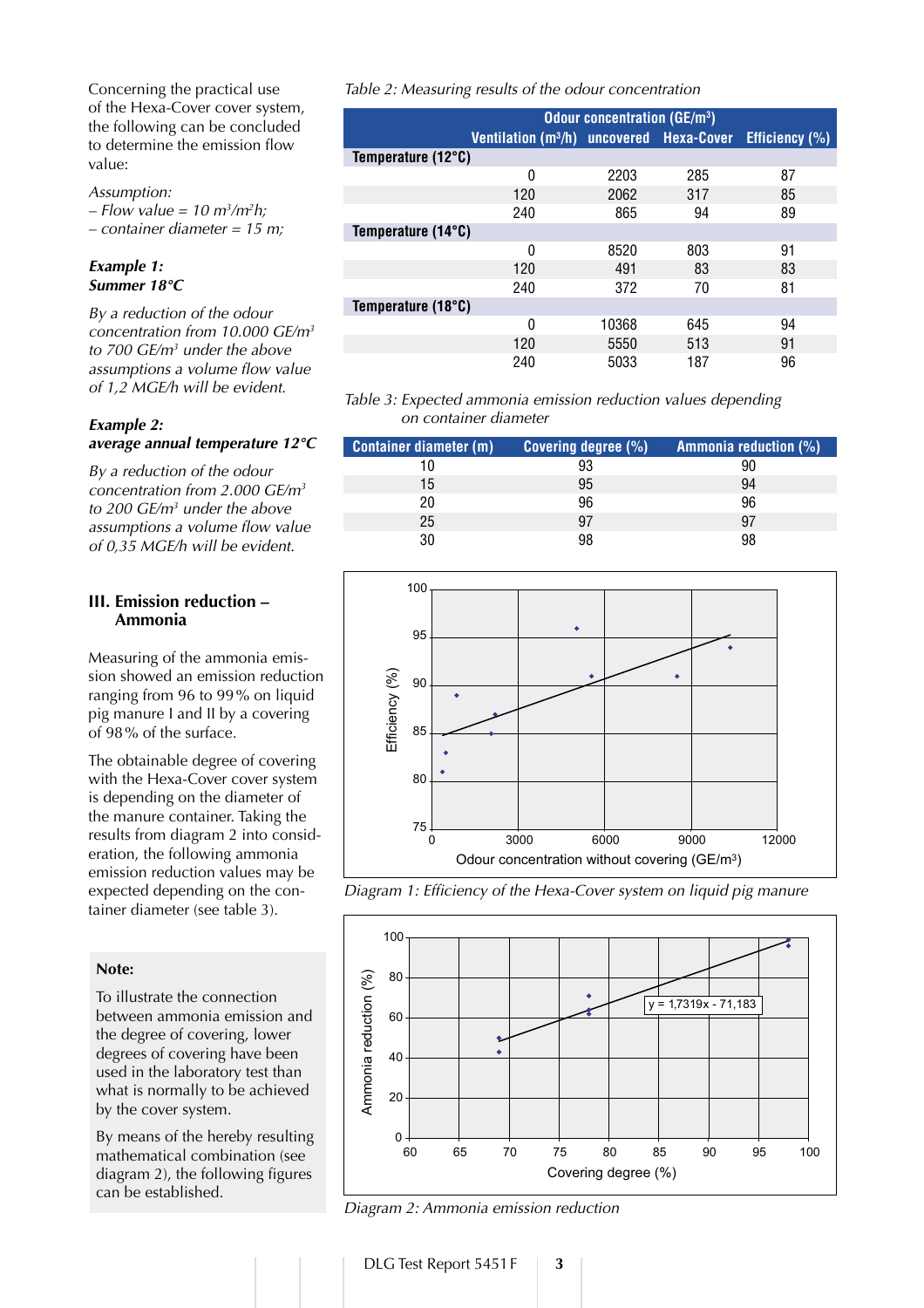Concerning the practical use of the Hexa-Cover cover system, the following can be concluded to determine the emission flow value:

*Assumption:*
*– Flow value = 10 m³/m²h;*
*– container diameter = 15 m;*

***Example 1:***
***Summer 18°C***

*By a reduction of the odour concentration from 10.000 GE/m³ to 700 GE/m³ under the above assumptions a volume flow value of 1,2 MGE/h will be evident.*

***Example 2:***
***average annual temperature 12°C***

*By a reduction of the odour concentration from 2.000 GE/m³ to 200 GE/m³ under the above assumptions a volume flow value of 0,35 MGE/h will be evident.*

## III. Emission reduction – Ammonia

Measuring of the ammonia emission showed an emission reduction ranging from 96 to 99% on liquid pig manure I and II by a covering of 98% of the surface.

The obtainable degree of covering with the Hexa-Cover cover system is depending on the diameter of the manure container. Taking the results from diagram 2 into consideration, the following ammonia emission reduction values may be expected depending on the container diameter (see table 3).

**Note:**

To illustrate the connection between ammonia emission and the degree of covering, lower degrees of covering have been used in the laboratory test than what is normally to be achieved by the cover system.

By means of the hereby resulting mathematical combination (see diagram 2), the following figures can be established.

*Table 2: Measuring results of the odour concentration*

| | Ventilation (m³/h) | Odour concentration (GE/m³) uncovered | Hexa-Cover | Efficiency (%) |
|---|---|---|---|---|
| **Temperature (12°C)** | | | | |
| | 0 | 2203 | 285 | 87 |
| | 120 | 2062 | 317 | 85 |
| | 240 | 865 | 94 | 89 |
| **Temperature (14°C)** | | | | |
| | 0 | 8520 | 803 | 91 |
| | 120 | 491 | 83 | 83 |
| | 240 | 372 | 70 | 81 |
| **Temperature (18°C)** | | | | |
| | 0 | 10368 | 645 | 94 |
| | 120 | 5550 | 513 | 91 |
| | 240 | 5033 | 187 | 96 |

*Table 3: Expected ammonia emission reduction values depending on container diameter*

| Container diameter (m) | Covering degree (%) | Ammonia reduction (%) |
|---|---|---|
| 10 | 93 | 90 |
| 15 | 95 | 94 |
| 20 | 96 | 96 |
| 25 | 97 | 97 |
| 30 | 98 | 98 |

*Diagram 1: Efficiency of the Hexa-Cover system on liquid pig manure*

*Diagram 2: Ammonia emission reduction*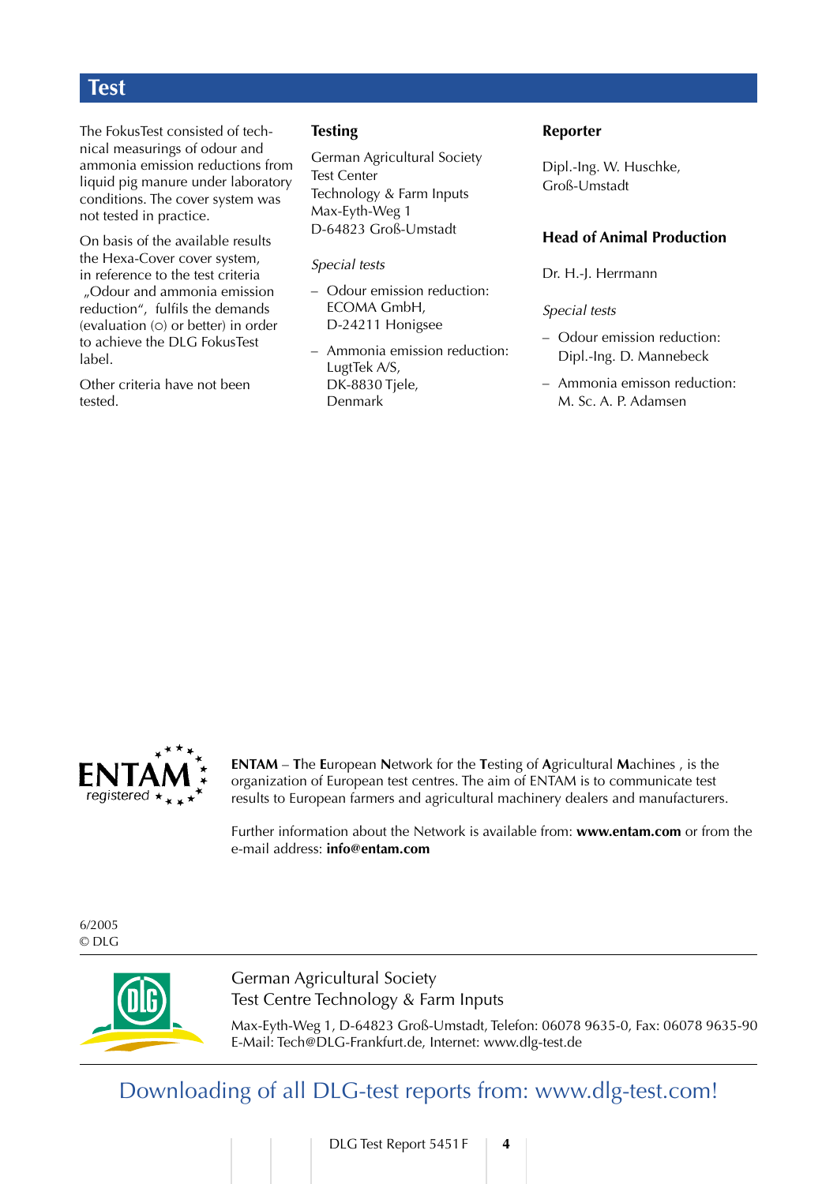## Test

The FokusTest consisted of technical measurings of odour and ammonia emission reductions from liquid pig manure under laboratory conditions. The cover system was not tested in practice.

On basis of the available results the Hexa-Cover cover system, in reference to the test criteria „Odour and ammonia emission reduction", fulfils the demands (evaluation (○) or better) in order to achieve the DLG FokusTest label.

Other criteria have not been tested.

### Testing

German Agricultural Society
Test Center
Technology & Farm Inputs
Max-Eyth-Weg 1
D-64823 Groß-Umstadt

*Special tests*

- Odour emission reduction: ECOMA GmbH, D-24211 Honigsee
- Ammonia emission reduction: LugtTek A/S, DK-8830 Tjele, Denmark

### Reporter

Dipl.-Ing. W. Huschke, Groß-Umstadt

### Head of Animal Production

Dr. H.-J. Herrmann

*Special tests*

- Odour emission reduction: Dipl.-Ing. D. Mannebeck
- Ammonia emisson reduction: M. Sc. A. P. Adamsen

ENTAM registered

**ENTAM** – **T**he **E**uropean **N**etwork for the **T**esting of **A**gricultural **M**achines , is the organization of European test centres. The aim of ENTAM is to communicate test results to European farmers and agricultural machinery dealers and manufacturers.

Further information about the Network is available from: **www.entam.com** or from the e-mail address: **info@entam.com**

6/2005
© DLG

German Agricultural Society
Test Centre Technology & Farm Inputs

Max-Eyth-Weg 1, D-64823 Groß-Umstadt, Telefon: 06078 9635-0, Fax: 06078 9635-90
E-Mail: Tech@DLG-Frankfurt.de, Internet: www.dlg-test.de

Downloading of all DLG-test reports from: www.dlg-test.com!

DLG Test Report 5451 F